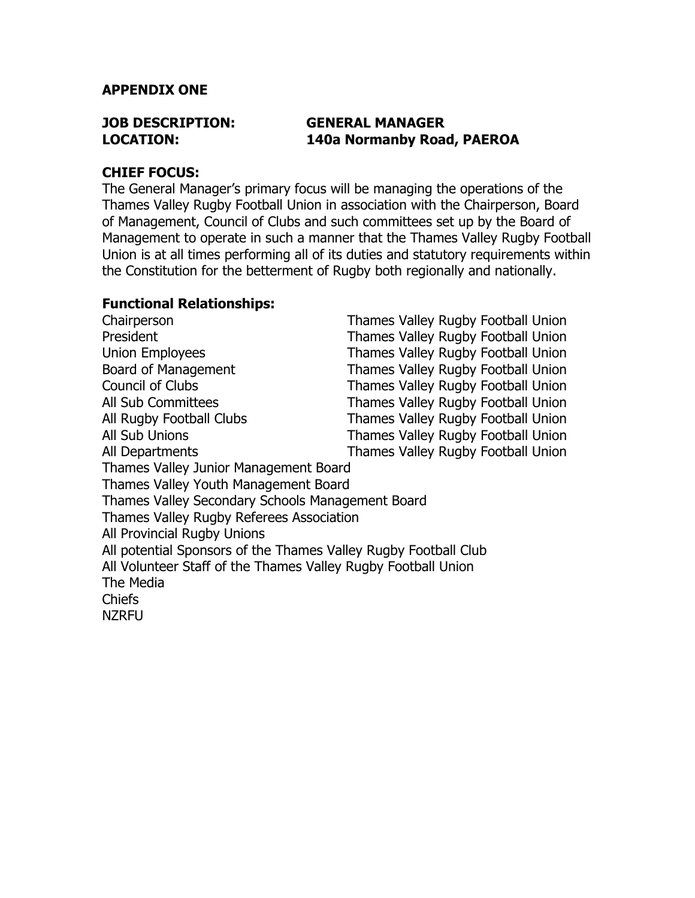**APPENDIX ONE**

**JOB DESCRIPTION: GENERAL MANAGER**
**LOCATION: 140a Normanby Road, PAEROA**

### CHIEF FOCUS:

The General Manager's primary focus will be managing the operations of the Thames Valley Rugby Football Union in association with the Chairperson, Board of Management, Council of Clubs and such committees set up by the Board of Management to operate in such a manner that the Thames Valley Rugby Football Union is at all times performing all of its duties and statutory requirements within the Constitution for the betterment of Rugby both regionally and nationally.

### Functional Relationships:

| | |
|---|---|
| Chairperson | Thames Valley Rugby Football Union |
| President | Thames Valley Rugby Football Union |
| Union Employees | Thames Valley Rugby Football Union |
| Board of Management | Thames Valley Rugby Football Union |
| Council of Clubs | Thames Valley Rugby Football Union |
| All Sub Committees | Thames Valley Rugby Football Union |
| All Rugby Football Clubs | Thames Valley Rugby Football Union |
| All Sub Unions | Thames Valley Rugby Football Union |
| All Departments | Thames Valley Rugby Football Union |

Thames Valley Junior Management Board
Thames Valley Youth Management Board
Thames Valley Secondary Schools Management Board
Thames Valley Rugby Referees Association
All Provincial Rugby Unions
All potential Sponsors of the Thames Valley Rugby Football Club
All Volunteer Staff of the Thames Valley Rugby Football Union
The Media
Chiefs
NZRFU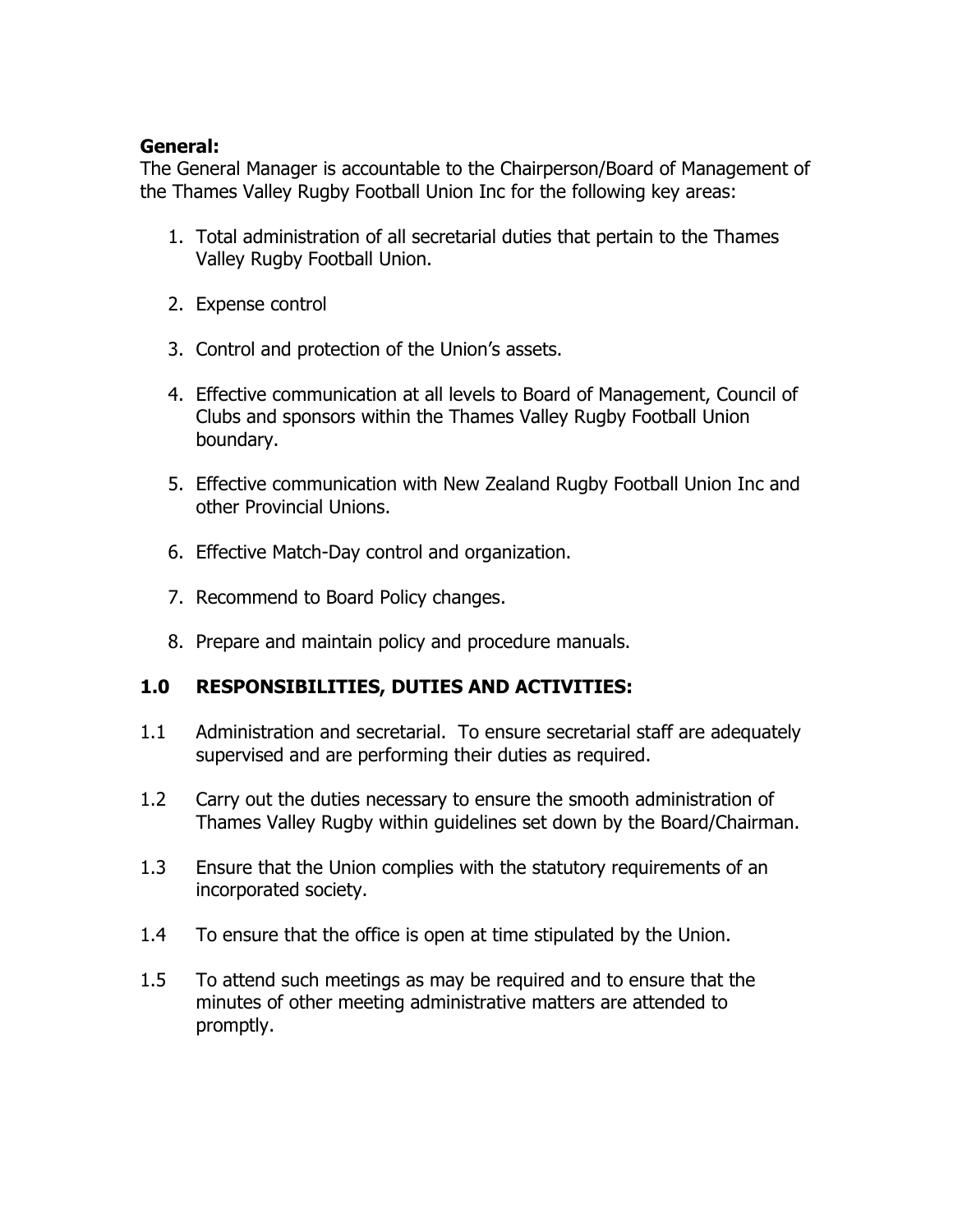**General:**

The General Manager is accountable to the Chairperson/Board of Management of the Thames Valley Rugby Football Union Inc for the following key areas:

1. Total administration of all secretarial duties that pertain to the Thames Valley Rugby Football Union.
2. Expense control
3. Control and protection of the Union's assets.
4. Effective communication at all levels to Board of Management, Council of Clubs and sponsors within the Thames Valley Rugby Football Union boundary.
5. Effective communication with New Zealand Rugby Football Union Inc and other Provincial Unions.
6. Effective Match-Day control and organization.
7. Recommend to Board Policy changes.
8. Prepare and maintain policy and procedure manuals.

## 1.0 RESPONSIBILITIES, DUTIES AND ACTIVITIES:

1.1 Administration and secretarial. To ensure secretarial staff are adequately supervised and are performing their duties as required.

1.2 Carry out the duties necessary to ensure the smooth administration of Thames Valley Rugby within guidelines set down by the Board/Chairman.

1.3 Ensure that the Union complies with the statutory requirements of an incorporated society.

1.4 To ensure that the office is open at time stipulated by the Union.

1.5 To attend such meetings as may be required and to ensure that the minutes of other meeting administrative matters are attended to promptly.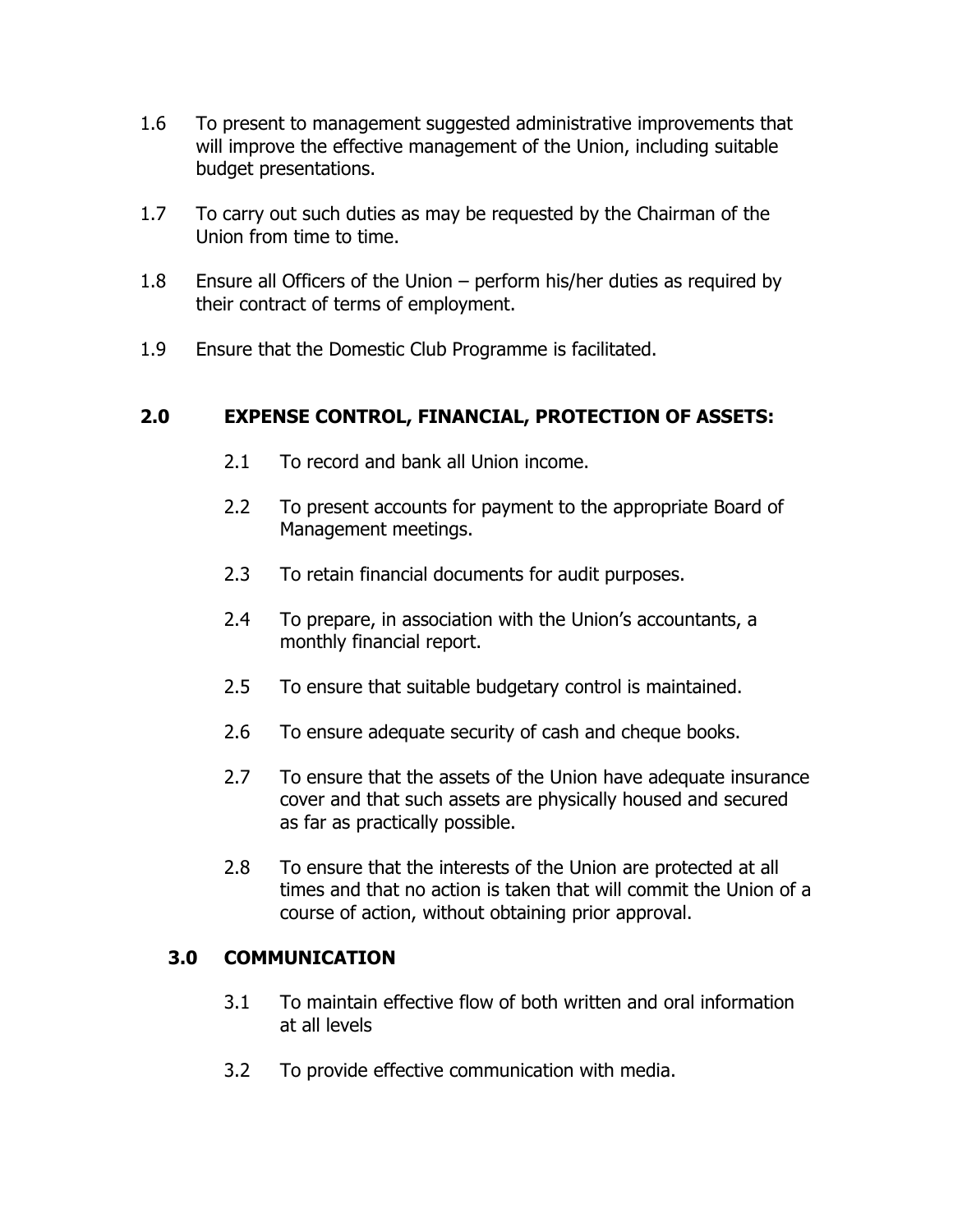1.6 To present to management suggested administrative improvements that will improve the effective management of the Union, including suitable budget presentations.

1.7 To carry out such duties as may be requested by the Chairman of the Union from time to time.

1.8 Ensure all Officers of the Union – perform his/her duties as required by their contract of terms of employment.

1.9 Ensure that the Domestic Club Programme is facilitated.

## 2.0 EXPENSE CONTROL, FINANCIAL, PROTECTION OF ASSETS:

2.1 To record and bank all Union income.

2.2 To present accounts for payment to the appropriate Board of Management meetings.

2.3 To retain financial documents for audit purposes.

2.4 To prepare, in association with the Union's accountants, a monthly financial report.

2.5 To ensure that suitable budgetary control is maintained.

2.6 To ensure adequate security of cash and cheque books.

2.7 To ensure that the assets of the Union have adequate insurance cover and that such assets are physically housed and secured as far as practically possible.

2.8 To ensure that the interests of the Union are protected at all times and that no action is taken that will commit the Union of a course of action, without obtaining prior approval.

## 3.0 COMMUNICATION

3.1 To maintain effective flow of both written and oral information at all levels

3.2 To provide effective communication with media.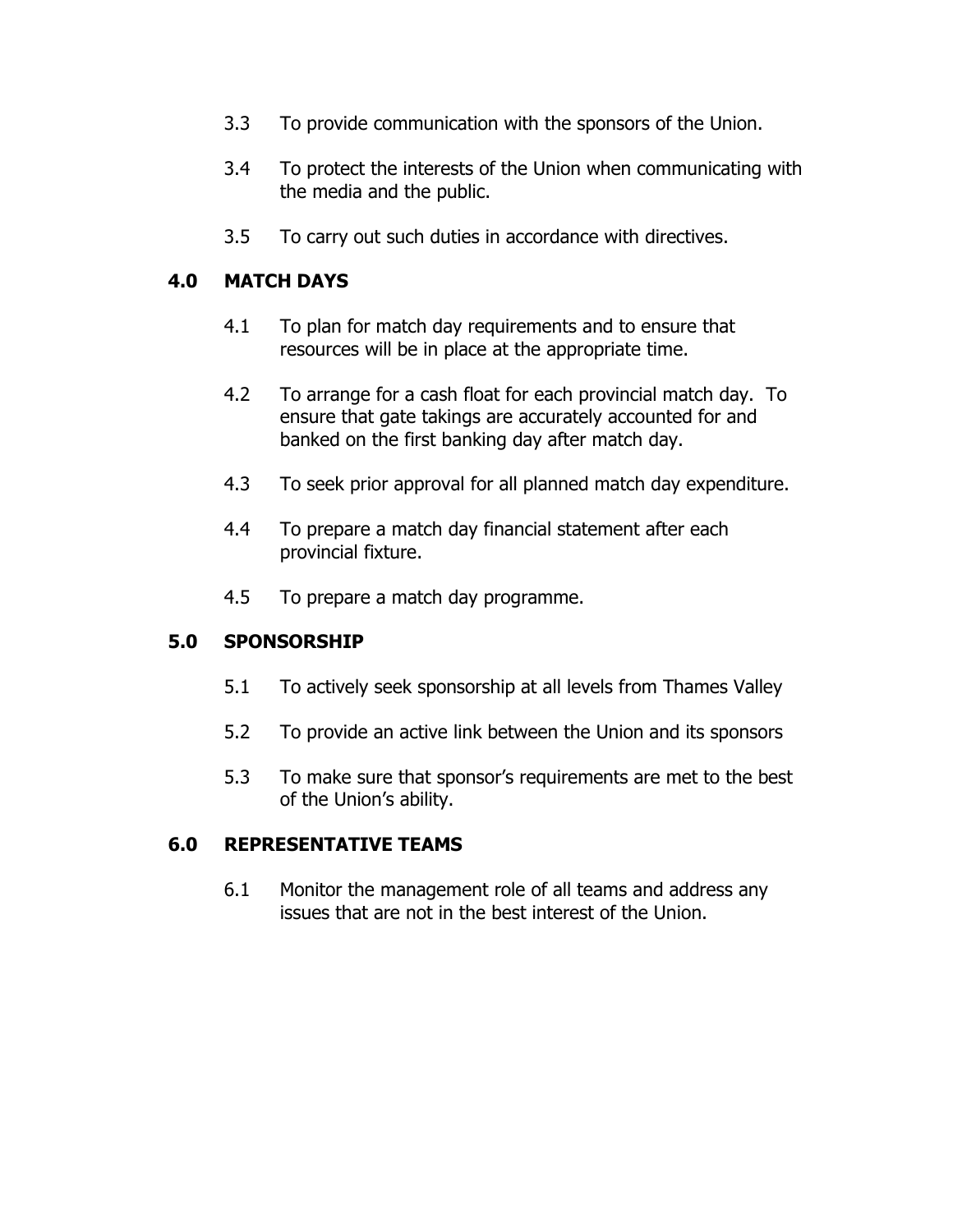3.3 To provide communication with the sponsors of the Union.

3.4 To protect the interests of the Union when communicating with the media and the public.

3.5 To carry out such duties in accordance with directives.

## 4.0 MATCH DAYS

4.1 To plan for match day requirements and to ensure that resources will be in place at the appropriate time.

4.2 To arrange for a cash float for each provincial match day. To ensure that gate takings are accurately accounted for and banked on the first banking day after match day.

4.3 To seek prior approval for all planned match day expenditure.

4.4 To prepare a match day financial statement after each provincial fixture.

4.5 To prepare a match day programme.

## 5.0 SPONSORSHIP

5.1 To actively seek sponsorship at all levels from Thames Valley

5.2 To provide an active link between the Union and its sponsors

5.3 To make sure that sponsor's requirements are met to the best of the Union's ability.

## 6.0 REPRESENTATIVE TEAMS

6.1 Monitor the management role of all teams and address any issues that are not in the best interest of the Union.